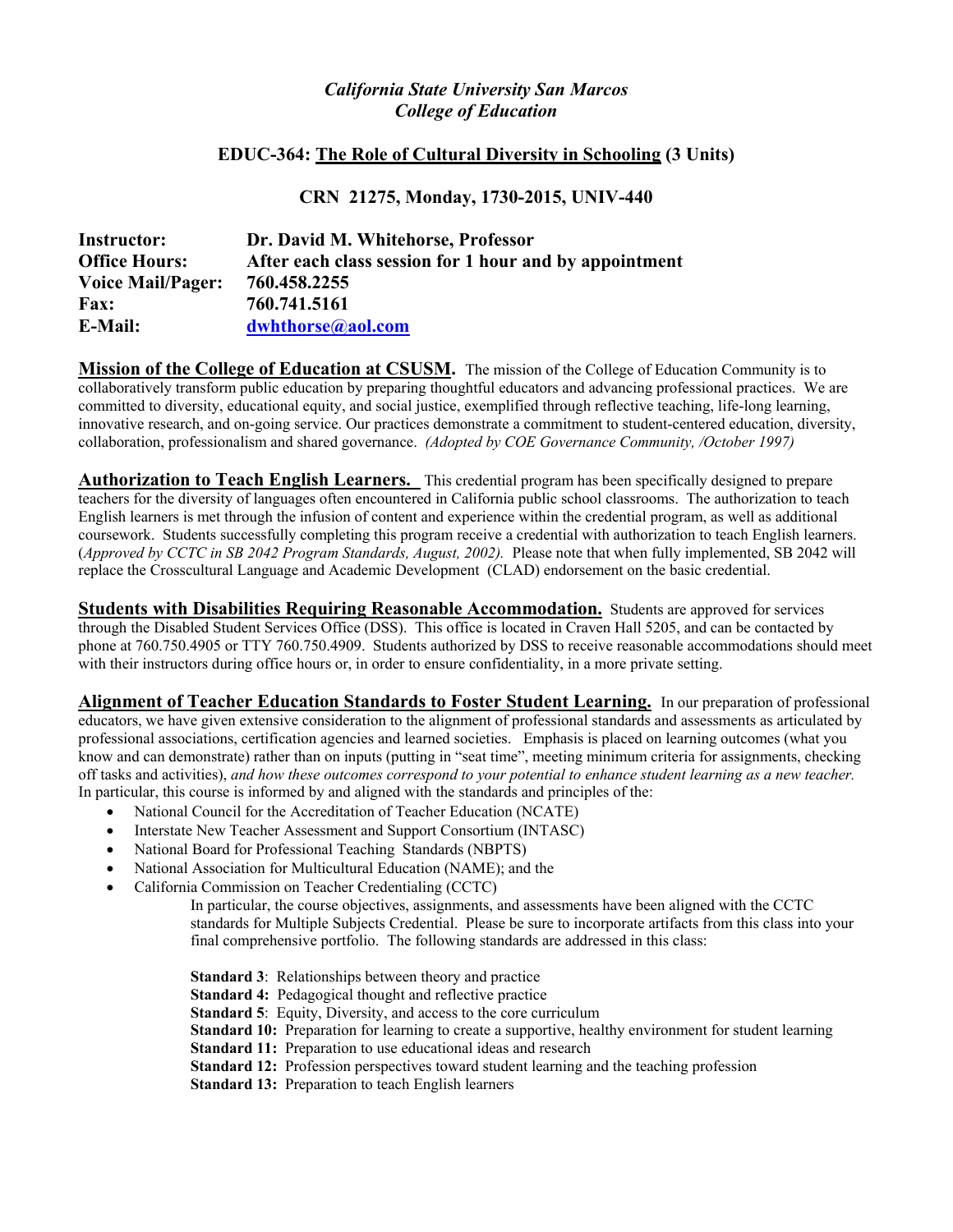*California State University San Marcos*
*College of Education*

## EDUC-364: The Role of Cultural Diversity in Schooling (3 Units)

**CRN 21275, Monday, 1730-2015, UNIV-440**

**Instructor:** **Dr. David M. Whitehorse, Professor**
**Office Hours:** **After each class session for 1 hour and by appointment**
**Voice Mail/Pager:** **760.458.2255**
**Fax:** **760.741.5161**
**E-Mail:** **dwhthorse@aol.com**

**Mission of the College of Education at CSUSM.** The mission of the College of Education Community is to collaboratively transform public education by preparing thoughtful educators and advancing professional practices. We are committed to diversity, educational equity, and social justice, exemplified through reflective teaching, life-long learning, innovative research, and on-going service. Our practices demonstrate a commitment to student-centered education, diversity, collaboration, professionalism and shared governance. *(Adopted by COE Governance Community, /October 1997)*

**Authorization to Teach English Learners.** This credential program has been specifically designed to prepare teachers for the diversity of languages often encountered in California public school classrooms. The authorization to teach English learners is met through the infusion of content and experience within the credential program, as well as additional coursework. Students successfully completing this program receive a credential with authorization to teach English learners. (*Approved by CCTC in SB 2042 Program Standards, August, 2002).* Please note that when fully implemented, SB 2042 will replace the Crosscultural Language and Academic Development (CLAD) endorsement on the basic credential.

**Students with Disabilities Requiring Reasonable Accommodation.** Students are approved for services through the Disabled Student Services Office (DSS). This office is located in Craven Hall 5205, and can be contacted by phone at 760.750.4905 or TTY 760.750.4909. Students authorized by DSS to receive reasonable accommodations should meet with their instructors during office hours or, in order to ensure confidentiality, in a more private setting.

**Alignment of Teacher Education Standards to Foster Student Learning.** In our preparation of professional educators, we have given extensive consideration to the alignment of professional standards and assessments as articulated by professional associations, certification agencies and learned societies. Emphasis is placed on learning outcomes (what you know and can demonstrate) rather than on inputs (putting in "seat time", meeting minimum criteria for assignments, checking off tasks and activities), *and how these outcomes correspond to your potential to enhance student learning as a new teacher.* In particular, this course is informed by and aligned with the standards and principles of the:

- National Council for the Accreditation of Teacher Education (NCATE)
- Interstate New Teacher Assessment and Support Consortium (INTASC)
- National Board for Professional Teaching Standards (NBPTS)
- National Association for Multicultural Education (NAME); and the
- California Commission on Teacher Credentialing (CCTC)

In particular, the course objectives, assignments, and assessments have been aligned with the CCTC standards for Multiple Subjects Credential. Please be sure to incorporate artifacts from this class into your final comprehensive portfolio. The following standards are addressed in this class:

**Standard 3**: Relationships between theory and practice
**Standard 4:** Pedagogical thought and reflective practice
**Standard 5**: Equity, Diversity, and access to the core curriculum
**Standard 10:** Preparation for learning to create a supportive, healthy environment for student learning
**Standard 11:** Preparation to use educational ideas and research
**Standard 12:** Profession perspectives toward student learning and the teaching profession
**Standard 13:** Preparation to teach English learners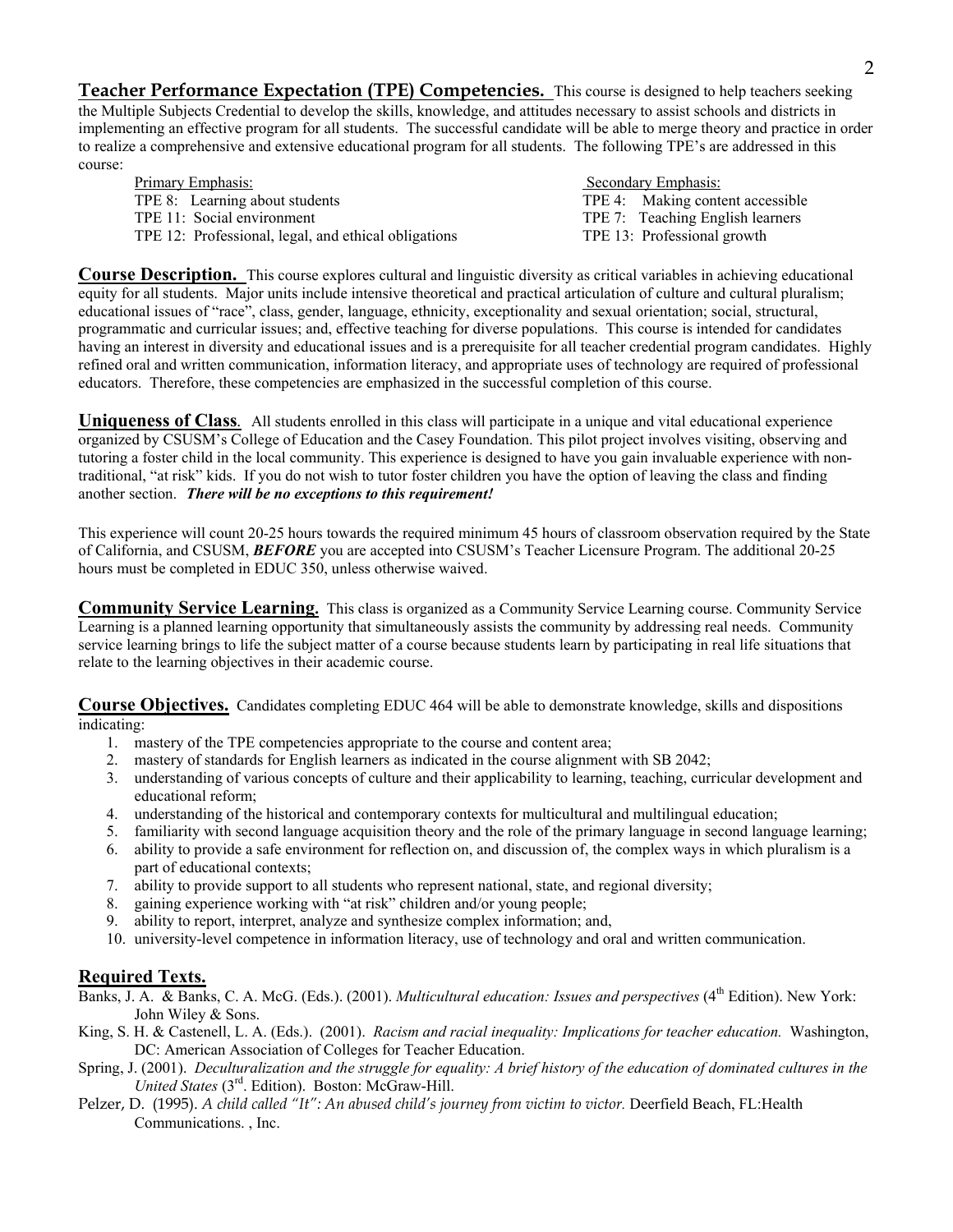**Teacher Performance Expectation (TPE) Competencies.** This course is designed to help teachers seeking the Multiple Subjects Credential to develop the skills, knowledge, and attitudes necessary to assist schools and districts in implementing an effective program for all students. The successful candidate will be able to merge theory and practice in order to realize a comprehensive and extensive educational program for all students. The following TPE's are addressed in this course:

| Primary Emphasis: | Secondary Emphasis: |
|---|---|
| TPE 8: Learning about students | TPE 4: Making content accessible |
| TPE 11: Social environment | TPE 7: Teaching English learners |
| TPE 12: Professional, legal, and ethical obligations | TPE 13: Professional growth |

**Course Description.** This course explores cultural and linguistic diversity as critical variables in achieving educational equity for all students. Major units include intensive theoretical and practical articulation of culture and cultural pluralism; educational issues of "race", class, gender, language, ethnicity, exceptionality and sexual orientation; social, structural, programmatic and curricular issues; and, effective teaching for diverse populations. This course is intended for candidates having an interest in diversity and educational issues and is a prerequisite for all teacher credential program candidates. Highly refined oral and written communication, information literacy, and appropriate uses of technology are required of professional educators. Therefore, these competencies are emphasized in the successful completion of this course.

**Uniqueness of Class.** All students enrolled in this class will participate in a unique and vital educational experience organized by CSUSM's College of Education and the Casey Foundation. This pilot project involves visiting, observing and tutoring a foster child in the local community. This experience is designed to have you gain invaluable experience with non-traditional, "at risk" kids. If you do not wish to tutor foster children you have the option of leaving the class and finding another section. ***There will be no exceptions to this requirement!***

This experience will count 20-25 hours towards the required minimum 45 hours of classroom observation required by the State of California, and CSUSM, ***BEFORE*** you are accepted into CSUSM's Teacher Licensure Program. The additional 20-25 hours must be completed in EDUC 350, unless otherwise waived.

**Community Service Learning.** This class is organized as a Community Service Learning course. Community Service Learning is a planned learning opportunity that simultaneously assists the community by addressing real needs. Community service learning brings to life the subject matter of a course because students learn by participating in real life situations that relate to the learning objectives in their academic course.

**Course Objectives.** Candidates completing EDUC 464 will be able to demonstrate knowledge, skills and dispositions indicating:

1. mastery of the TPE competencies appropriate to the course and content area;
2. mastery of standards for English learners as indicated in the course alignment with SB 2042;
3. understanding of various concepts of culture and their applicability to learning, teaching, curricular development and educational reform;
4. understanding of the historical and contemporary contexts for multicultural and multilingual education;
5. familiarity with second language acquisition theory and the role of the primary language in second language learning;
6. ability to provide a safe environment for reflection on, and discussion of, the complex ways in which pluralism is a part of educational contexts;
7. ability to provide support to all students who represent national, state, and regional diversity;
8. gaining experience working with "at risk" children and/or young people;
9. ability to report, interpret, analyze and synthesize complex information; and,
10. university-level competence in information literacy, use of technology and oral and written communication.

## Required Texts.

Banks, J. A. & Banks, C. A. McG. (Eds.). (2001). *Multicultural education: Issues and perspectives* (4th Edition). New York: John Wiley & Sons.

King, S. H. & Castenell, L. A. (Eds.). (2001). *Racism and racial inequality: Implications for teacher education.* Washington, DC: American Association of Colleges for Teacher Education.

Spring, J. (2001). *Deculturalization and the struggle for equality: A brief history of the education of dominated cultures in the United States* (3rd. Edition). Boston: McGraw-Hill.

Pelzer, D. (1995). *A child called "It": An abused child's journey from victim to victor.* Deerfield Beach, FL:Health Communications. , Inc.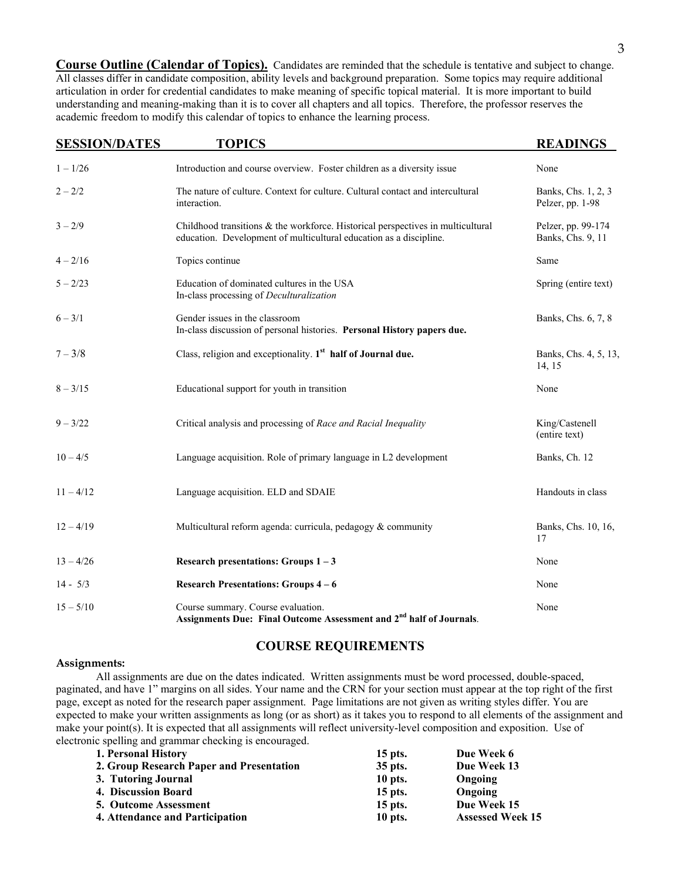**Course Outline (Calendar of Topics).** Candidates are reminded that the schedule is tentative and subject to change. All classes differ in candidate composition, ability levels and background preparation. Some topics may require additional articulation in order for credential candidates to make meaning of specific topical material. It is more important to build understanding and meaning-making than it is to cover all chapters and all topics. Therefore, the professor reserves the academic freedom to modify this calendar of topics to enhance the learning process.

| SESSION/DATES | TOPICS | READINGS |
|---|---|---|
| 1 – 1/26 | Introduction and course overview. Foster children as a diversity issue | None |
| 2 – 2/2 | The nature of culture. Context for culture. Cultural contact and intercultural interaction. | Banks, Chs. 1, 2, 3 Pelzer, pp. 1-98 |
| 3 – 2/9 | Childhood transitions & the workforce. Historical perspectives in multicultural education. Development of multicultural education as a discipline. | Pelzer, pp. 99-174 Banks, Chs. 9, 11 |
| 4 – 2/16 | Topics continue | Same |
| 5 – 2/23 | Education of dominated cultures in the USA<br>In-class processing of *Deculturalization* | Spring (entire text) |
| 6 – 3/1 | Gender issues in the classroom<br>In-class discussion of personal histories. **Personal History papers due.** | Banks, Chs. 6, 7, 8 |
| 7 – 3/8 | Class, religion and exceptionality. **1st half of Journal due.** | Banks, Chs. 4, 5, 13, 14, 15 |
| 8 – 3/15 | Educational support for youth in transition | None |
| 9 – 3/22 | Critical analysis and processing of *Race and Racial Inequality* | King/Castenell (entire text) |
| 10 – 4/5 | Language acquisition. Role of primary language in L2 development | Banks, Ch. 12 |
| 11 – 4/12 | Language acquisition. ELD and SDAIE | Handouts in class |
| 12 – 4/19 | Multicultural reform agenda: curricula, pedagogy & community | Banks, Chs. 10, 16, 17 |
| 13 – 4/26 | **Research presentations: Groups 1 – 3** | None |
| 14 - 5/3 | **Research Presentations: Groups 4 – 6** | None |
| 15 – 5/10 | Course summary. Course evaluation.<br>**Assignments Due: Final Outcome Assessment and 2nd half of Journals**. | None |

## COURSE REQUIREMENTS

**Assignments:**

All assignments are due on the dates indicated. Written assignments must be word processed, double-spaced, paginated, and have 1" margins on all sides. Your name and the CRN for your section must appear at the top right of the first page, except as noted for the research paper assignment. Page limitations are not given as writing styles differ. You are expected to make your written assignments as long (or as short) as it takes you to respond to all elements of the assignment and make your point(s). It is expected that all assignments will reflect university-level composition and exposition. Use of electronic spelling and grammar checking is encouraged.

| | | |
|---|---|---|
| **1. Personal History** | **15 pts.** | **Due Week 6** |
| **2. Group Research Paper and Presentation** | **35 pts.** | **Due Week 13** |
| **3. Tutoring Journal** | **10 pts.** | **Ongoing** |
| **4. Discussion Board** | **15 pts.** | **Ongoing** |
| **5. Outcome Assessment** | **15 pts.** | **Due Week 15** |
| **4. Attendance and Participation** | **10 pts.** | **Assessed Week 15** |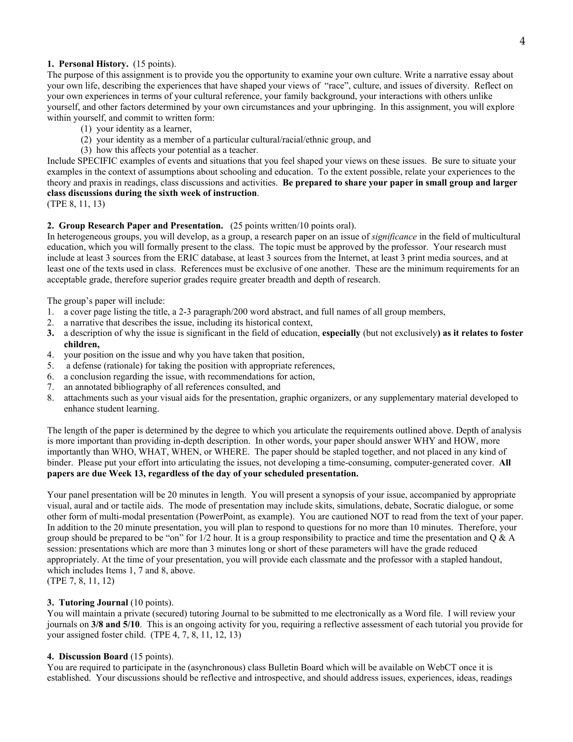**1. Personal History.** (15 points).

The purpose of this assignment is to provide you the opportunity to examine your own culture. Write a narrative essay about your own life, describing the experiences that have shaped your views of "race", culture, and issues of diversity. Reflect on your own experiences in terms of your cultural reference, your family background, your interactions with others unlike yourself, and other factors determined by your own circumstances and your upbringing. In this assignment, you will explore within yourself, and commit to written form:

(1) your identity as a learner,
(2) your identity as a member of a particular cultural/racial/ethnic group, and
(3) how this affects your potential as a teacher.

Include SPECIFIC examples of events and situations that you feel shaped your views on these issues. Be sure to situate your examples in the context of assumptions about schooling and education. To the extent possible, relate your experiences to the theory and praxis in readings, class discussions and activities. **Be prepared to share your paper in small group and larger class discussions during the sixth week of instruction**.
(TPE 8, 11, 13)

**2. Group Research Paper and Presentation.** (25 points written/10 points oral).

In heterogeneous groups, you will develop, as a group, a research paper on an issue of *significance* in the field of multicultural education, which you will formally present to the class. The topic must be approved by the professor. Your research must include at least 3 sources from the ERIC database, at least 3 sources from the Internet, at least 3 print media sources, and at least one of the texts used in class. References must be exclusive of one another. These are the minimum requirements for an acceptable grade, therefore superior grades require greater breadth and depth of research.

The group's paper will include:

1. a cover page listing the title, a 2-3 paragraph/200 word abstract, and full names of all group members,
2. a narrative that describes the issue, including its historical context,
3. **a description of why the issue is significant in the field of education, especially (but not exclusively) as it relates to foster children,**
4. your position on the issue and why you have taken that position,
5. a defense (rationale) for taking the position with appropriate references,
6. a conclusion regarding the issue, with recommendations for action,
7. an annotated bibliography of all references consulted, and
8. attachments such as your visual aids for the presentation, graphic organizers, or any supplementary material developed to enhance student learning.

The length of the paper is determined by the degree to which you articulate the requirements outlined above. Depth of analysis is more important than providing in-depth description. In other words, your paper should answer WHY and HOW, more importantly than WHO, WHAT, WHEN, or WHERE. The paper should be stapled together, and not placed in any kind of binder. Please put your effort into articulating the issues, not developing a time-consuming, computer-generated cover. **All papers are due Week 13, regardless of the day of your scheduled presentation.**

Your panel presentation will be 20 minutes in length. You will present a synopsis of your issue, accompanied by appropriate visual, aural and or tactile aids. The mode of presentation may include skits, simulations, debate, Socratic dialogue, or some other form of multi-modal presentation (PowerPoint, as example). You are cautioned NOT to read from the text of your paper. In addition to the 20 minute presentation, you will plan to respond to questions for no more than 10 minutes. Therefore, your group should be prepared to be "on" for 1/2 hour. It is a group responsibility to practice and time the presentation and Q & A session: presentations which are more than 3 minutes long or short of these parameters will have the grade reduced appropriately. At the time of your presentation, you will provide each classmate and the professor with a stapled handout, which includes Items 1, 7 and 8, above.
(TPE 7, 8, 11, 12)

**3. Tutoring Journal** (10 points).

You will maintain a private (secured) tutoring Journal to be submitted to me electronically as a Word file. I will review your journals on **3/8 and 5/10**. This is an ongoing activity for you, requiring a reflective assessment of each tutorial you provide for your assigned foster child. (TPE 4, 7, 8, 11, 12, 13)

**4. Discussion Board** (15 points).

You are required to participate in the (asynchronous) class Bulletin Board which will be available on WebCT once it is established. Your discussions should be reflective and introspective, and should address issues, experiences, ideas, readings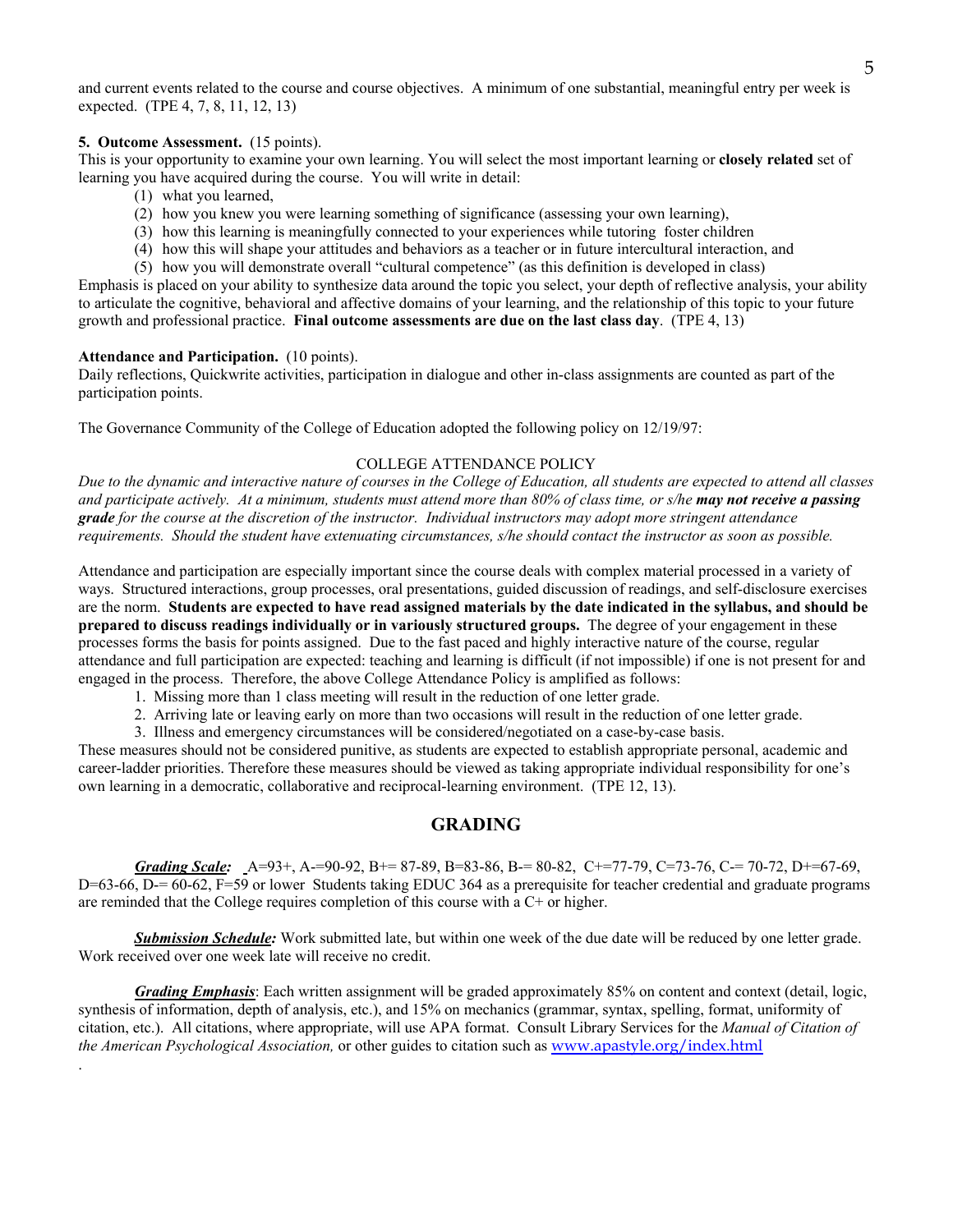and current events related to the course and course objectives. A minimum of one substantial, meaningful entry per week is expected. (TPE 4, 7, 8, 11, 12, 13)

**5. Outcome Assessment.** (15 points).

This is your opportunity to examine your own learning. You will select the most important learning or **closely related** set of learning you have acquired during the course. You will write in detail:

(1) what you learned,
(2) how you knew you were learning something of significance (assessing your own learning),
(3) how this learning is meaningfully connected to your experiences while tutoring foster children
(4) how this will shape your attitudes and behaviors as a teacher or in future intercultural interaction, and
(5) how you will demonstrate overall "cultural competence" (as this definition is developed in class)

Emphasis is placed on your ability to synthesize data around the topic you select, your depth of reflective analysis, your ability to articulate the cognitive, behavioral and affective domains of your learning, and the relationship of this topic to your future growth and professional practice. **Final outcome assessments are due on the last class day**. (TPE 4, 13)

**Attendance and Participation.** (10 points).

Daily reflections, Quickwrite activities, participation in dialogue and other in-class assignments are counted as part of the participation points.

The Governance Community of the College of Education adopted the following policy on 12/19/97:

COLLEGE ATTENDANCE POLICY

*Due to the dynamic and interactive nature of courses in the College of Education, all students are expected to attend all classes and participate actively. At a minimum, students must attend more than 80% of class time, or s/he* ***may not receive a passing grade*** *for the course at the discretion of the instructor. Individual instructors may adopt more stringent attendance requirements. Should the student have extenuating circumstances, s/he should contact the instructor as soon as possible.*

Attendance and participation are especially important since the course deals with complex material processed in a variety of ways. Structured interactions, group processes, oral presentations, guided discussion of readings, and self-disclosure exercises are the norm. **Students are expected to have read assigned materials by the date indicated in the syllabus, and should be prepared to discuss readings individually or in variously structured groups.** The degree of your engagement in these processes forms the basis for points assigned. Due to the fast paced and highly interactive nature of the course, regular attendance and full participation are expected: teaching and learning is difficult (if not impossible) if one is not present for and engaged in the process. Therefore, the above College Attendance Policy is amplified as follows:

1. Missing more than 1 class meeting will result in the reduction of one letter grade.
2. Arriving late or leaving early on more than two occasions will result in the reduction of one letter grade.
3. Illness and emergency circumstances will be considered/negotiated on a case-by-case basis.

These measures should not be considered punitive, as students are expected to establish appropriate personal, academic and career-ladder priorities. Therefore these measures should be viewed as taking appropriate individual responsibility for one's own learning in a democratic, collaborative and reciprocal-learning environment. (TPE 12, 13).

## GRADING

***Grading Scale:*** A=93+, A-=90-92, B+= 87-89, B=83-86, B-= 80-82, C+=77-79, C=73-76, C-= 70-72, D+=67-69, D=63-66, D-= 60-62, F=59 or lower Students taking EDUC 364 as a prerequisite for teacher credential and graduate programs are reminded that the College requires completion of this course with a C+ or higher.

***Submission Schedule:*** Work submitted late, but within one week of the due date will be reduced by one letter grade. Work received over one week late will receive no credit.

***Grading Emphasis***: Each written assignment will be graded approximately 85% on content and context (detail, logic, synthesis of information, depth of analysis, etc.), and 15% on mechanics (grammar, syntax, spelling, format, uniformity of citation, etc.). All citations, where appropriate, will use APA format. Consult Library Services for the *Manual of Citation of the American Psychological Association,* or other guides to citation such as www.apastyle.org/index.html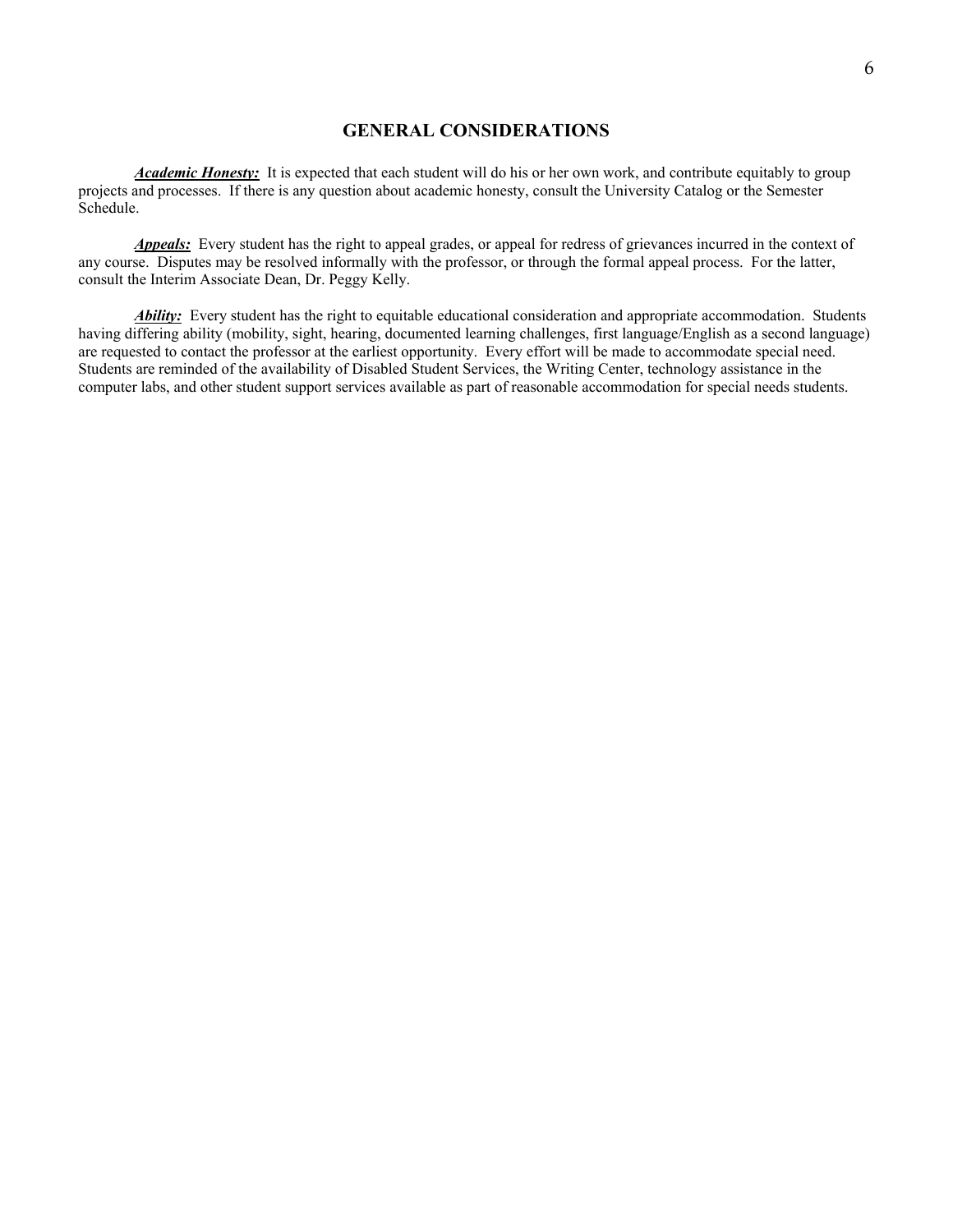## GENERAL CONSIDERATIONS

***Academic Honesty:*** It is expected that each student will do his or her own work, and contribute equitably to group projects and processes. If there is any question about academic honesty, consult the University Catalog or the Semester Schedule.

***Appeals:*** Every student has the right to appeal grades, or appeal for redress of grievances incurred in the context of any course. Disputes may be resolved informally with the professor, or through the formal appeal process. For the latter, consult the Interim Associate Dean, Dr. Peggy Kelly.

***Ability:*** Every student has the right to equitable educational consideration and appropriate accommodation. Students having differing ability (mobility, sight, hearing, documented learning challenges, first language/English as a second language) are requested to contact the professor at the earliest opportunity. Every effort will be made to accommodate special need. Students are reminded of the availability of Disabled Student Services, the Writing Center, technology assistance in the computer labs, and other student support services available as part of reasonable accommodation for special needs students.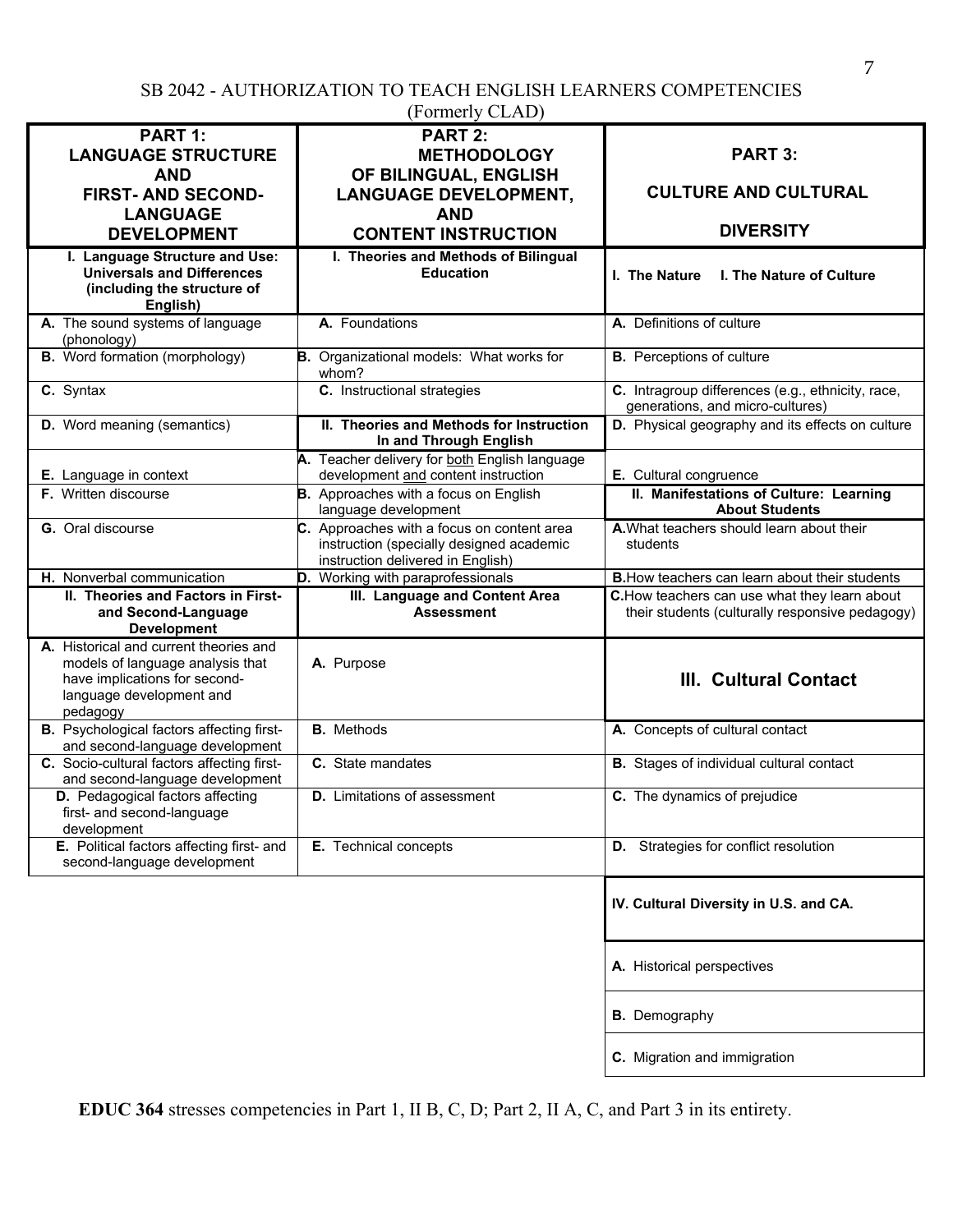SB 2042 - AUTHORIZATION TO TEACH ENGLISH LEARNERS COMPETENCIES
(Formerly CLAD)

| PART 1: LANGUAGE STRUCTURE AND FIRST- AND SECOND-LANGUAGE DEVELOPMENT | PART 2: METHODOLOGY OF BILINGUAL, ENGLISH LANGUAGE DEVELOPMENT, AND CONTENT INSTRUCTION | PART 3: CULTURE AND CULTURAL DIVERSITY |
|---|---|---|
| **I. Language Structure and Use: Universals and Differences (including the structure of English)** | **I. Theories and Methods of Bilingual Education** | **I. The Nature I. The Nature of Culture** |
| **A.** The sound systems of language (phonology) | **A.** Foundations | **A.** Definitions of culture |
| **B.** Word formation (morphology) | **B.** Organizational models: What works for whom? | **B.** Perceptions of culture |
| **C.** Syntax | **C.** Instructional strategies | **C.** Intragroup differences (e.g., ethnicity, race, generations, and micro-cultures) |
| **D.** Word meaning (semantics) | **II. Theories and Methods for Instruction In and Through English** | **D.** Physical geography and its effects on culture |
| **E.** Language in context | **A.** Teacher delivery for both English language development and content instruction | **E.** Cultural congruence |
| **F.** Written discourse | **B.** Approaches with a focus on English language development | **II. Manifestations of Culture: Learning About Students** |
| **G.** Oral discourse | **C.** Approaches with a focus on content area instruction (specially designed academic instruction delivered in English) | **A.** What teachers should learn about their students |
| **H.** Nonverbal communication | **D.** Working with paraprofessionals | **B.** How teachers can learn about their students |
| **II. Theories and Factors in First- and Second-Language Development** | **III. Language and Content Area Assessment** | **C.** How teachers can use what they learn about their students (culturally responsive pedagogy) |
| **A.** Historical and current theories and models of language analysis that have implications for second-language development and pedagogy | **A.** Purpose | **III. Cultural Contact** |
| **B.** Psychological factors affecting first- and second-language development | **B.** Methods | **A.** Concepts of cultural contact |
| **C.** Socio-cultural factors affecting first- and second-language development | **C.** State mandates | **B.** Stages of individual cultural contact |
| **D.** Pedagogical factors affecting first- and second-language development | **D.** Limitations of assessment | **C.** The dynamics of prejudice |
| **E.** Political factors affecting first- and second-language development | **E.** Technical concepts | **D.** Strategies for conflict resolution |
| | | **IV. Cultural Diversity in U.S. and CA.** |
| | | **A.** Historical perspectives |
| | | **B.** Demography |
| | | **C.** Migration and immigration |

**EDUC 364** stresses competencies in Part 1, II B, C, D; Part 2, II A, C, and Part 3 in its entirety.